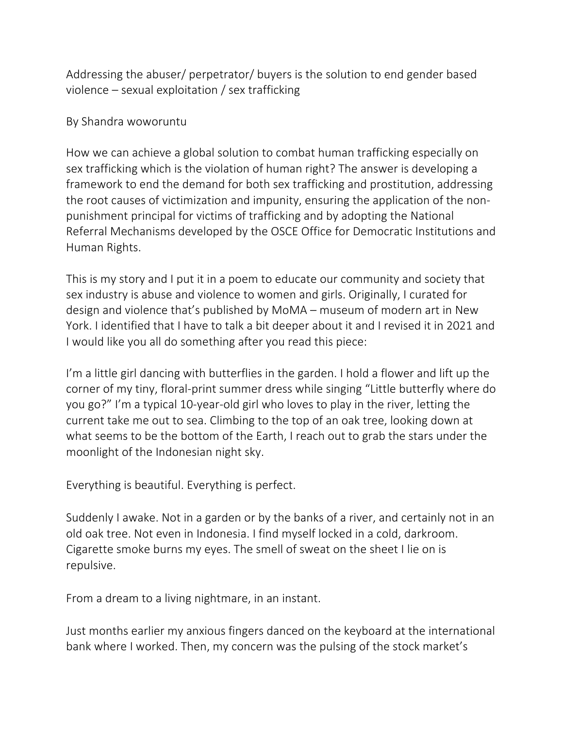Addressing the abuser/ perpetrator/ buyers is the solution to end gender based violence – sexual exploitation / sex trafficking

By Shandra woworuntu

How we can achieve a global solution to combat human trafficking especially on sex trafficking which is the violation of human right? The answer is developing a framework to end the demand for both sex trafficking and prostitution, addressing the root causes of victimization and impunity, ensuring the application of the non-punishment principal for victims of trafficking and by adopting the National Referral Mechanisms developed by the OSCE Office for Democratic Institutions and Human Rights.

This is my story and I put it in a poem to educate our community and society that sex industry is abuse and violence to women and girls. Originally, I curated for design and violence that's published by MoMA – museum of modern art in New York. I identified that I have to talk a bit deeper about it and I revised it in 2021 and I would like you all do something after you read this piece:

I'm a little girl dancing with butterflies in the garden. I hold a flower and lift up the corner of my tiny, floral-print summer dress while singing "Little butterfly where do you go?" I'm a typical 10-year-old girl who loves to play in the river, letting the current take me out to sea. Climbing to the top of an oak tree, looking down at what seems to be the bottom of the Earth, I reach out to grab the stars under the moonlight of the Indonesian night sky.

Everything is beautiful. Everything is perfect.

Suddenly I awake. Not in a garden or by the banks of a river, and certainly not in an old oak tree. Not even in Indonesia. I find myself locked in a cold, darkroom. Cigarette smoke burns my eyes. The smell of sweat on the sheet I lie on is repulsive.

From a dream to a living nightmare, in an instant.

Just months earlier my anxious fingers danced on the keyboard at the international bank where I worked. Then, my concern was the pulsing of the stock market's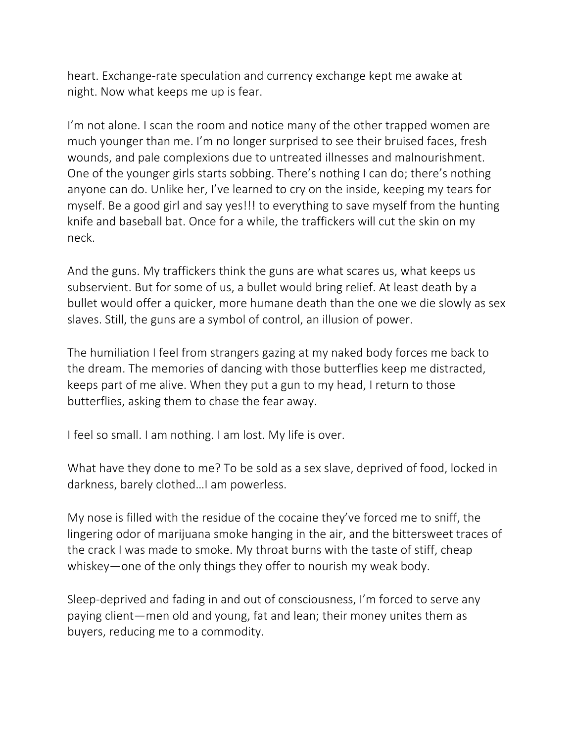heart. Exchange-rate speculation and currency exchange kept me awake at night. Now what keeps me up is fear.

I'm not alone. I scan the room and notice many of the other trapped women are much younger than me. I'm no longer surprised to see their bruised faces, fresh wounds, and pale complexions due to untreated illnesses and malnourishment. One of the younger girls starts sobbing. There's nothing I can do; there's nothing anyone can do. Unlike her, I've learned to cry on the inside, keeping my tears for myself. Be a good girl and say yes!!! to everything to save myself from the hunting knife and baseball bat. Once for a while, the traffickers will cut the skin on my neck.

And the guns. My traffickers think the guns are what scares us, what keeps us subservient. But for some of us, a bullet would bring relief. At least death by a bullet would offer a quicker, more humane death than the one we die slowly as sex slaves. Still, the guns are a symbol of control, an illusion of power.

The humiliation I feel from strangers gazing at my naked body forces me back to the dream. The memories of dancing with those butterflies keep me distracted, keeps part of me alive. When they put a gun to my head, I return to those butterflies, asking them to chase the fear away.

I feel so small. I am nothing. I am lost. My life is over.

What have they done to me? To be sold as a sex slave, deprived of food, locked in darkness, barely clothed…I am powerless.

My nose is filled with the residue of the cocaine they've forced me to sniff, the lingering odor of marijuana smoke hanging in the air, and the bittersweet traces of the crack I was made to smoke. My throat burns with the taste of stiff, cheap whiskey—one of the only things they offer to nourish my weak body.

Sleep-deprived and fading in and out of consciousness, I'm forced to serve any paying client—men old and young, fat and lean; their money unites them as buyers, reducing me to a commodity.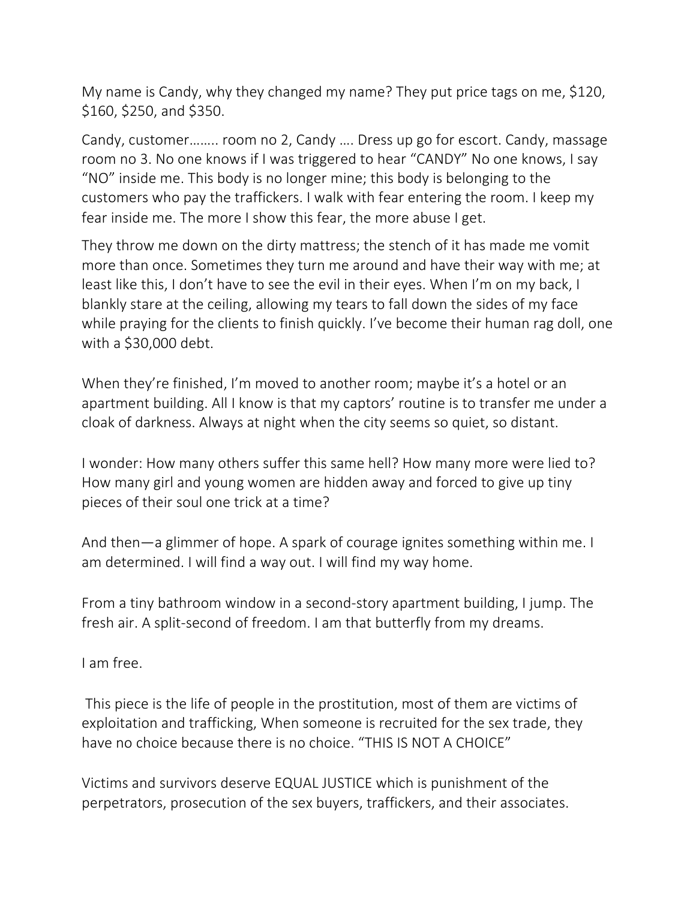My name is Candy, why they changed my name? They put price tags on me, $120, $160, $250, and $350.

Candy, customer…….. room no 2, Candy …. Dress up go for escort. Candy, massage room no 3. No one knows if I was triggered to hear "CANDY" No one knows, I say "NO" inside me. This body is no longer mine; this body is belonging to the customers who pay the traffickers. I walk with fear entering the room. I keep my fear inside me. The more I show this fear, the more abuse I get.

They throw me down on the dirty mattress; the stench of it has made me vomit more than once. Sometimes they turn me around and have their way with me; at least like this, I don't have to see the evil in their eyes. When I'm on my back, I blankly stare at the ceiling, allowing my tears to fall down the sides of my face while praying for the clients to finish quickly. I've become their human rag doll, one with a $30,000 debt.

When they're finished, I'm moved to another room; maybe it's a hotel or an apartment building. All I know is that my captors' routine is to transfer me under a cloak of darkness. Always at night when the city seems so quiet, so distant.

I wonder: How many others suffer this same hell? How many more were lied to? How many girl and young women are hidden away and forced to give up tiny pieces of their soul one trick at a time?

And then—a glimmer of hope. A spark of courage ignites something within me. I am determined. I will find a way out. I will find my way home.

From a tiny bathroom window in a second-story apartment building, I jump. The fresh air. A split-second of freedom. I am that butterfly from my dreams.

I am free.

This piece is the life of people in the prostitution, most of them are victims of exploitation and trafficking, When someone is recruited for the sex trade, they have no choice because there is no choice. "THIS IS NOT A CHOICE"

Victims and survivors deserve EQUAL JUSTICE which is punishment of the perpetrators, prosecution of the sex buyers, traffickers, and their associates.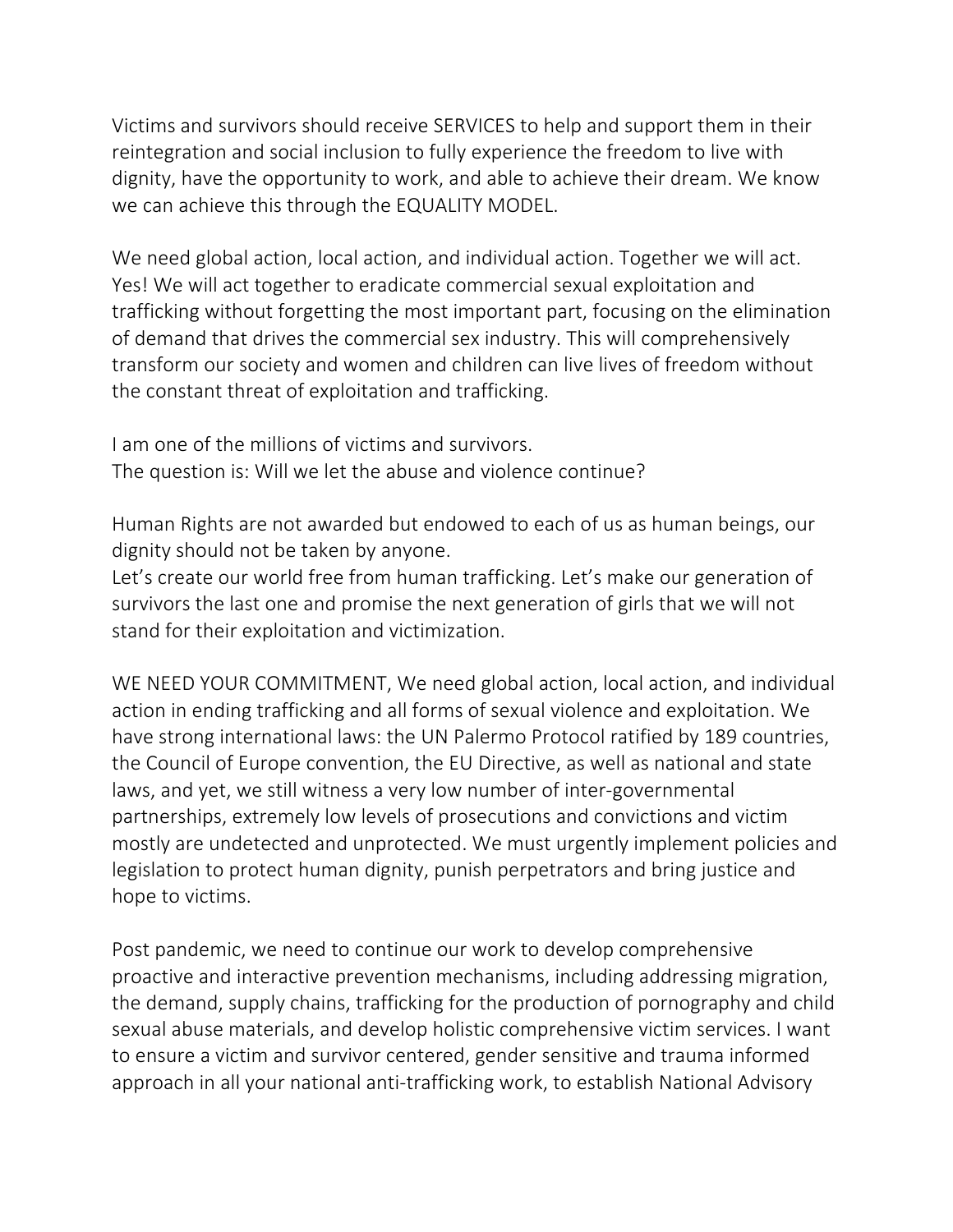Victims and survivors should receive SERVICES to help and support them in their reintegration and social inclusion to fully experience the freedom to live with dignity, have the opportunity to work, and able to achieve their dream. We know we can achieve this through the EQUALITY MODEL.

We need global action, local action, and individual action. Together we will act. Yes! We will act together to eradicate commercial sexual exploitation and trafficking without forgetting the most important part, focusing on the elimination of demand that drives the commercial sex industry. This will comprehensively transform our society and women and children can live lives of freedom without the constant threat of exploitation and trafficking.

I am one of the millions of victims and survivors.
The question is: Will we let the abuse and violence continue?

Human Rights are not awarded but endowed to each of us as human beings, our dignity should not be taken by anyone.
Let's create our world free from human trafficking. Let's make our generation of survivors the last one and promise the next generation of girls that we will not stand for their exploitation and victimization.

WE NEED YOUR COMMITMENT, We need global action, local action, and individual action in ending trafficking and all forms of sexual violence and exploitation. We have strong international laws: the UN Palermo Protocol ratified by 189 countries, the Council of Europe convention, the EU Directive, as well as national and state laws, and yet, we still witness a very low number of inter-governmental partnerships, extremely low levels of prosecutions and convictions and victim mostly are undetected and unprotected. We must urgently implement policies and legislation to protect human dignity, punish perpetrators and bring justice and hope to victims.

Post pandemic, we need to continue our work to develop comprehensive proactive and interactive prevention mechanisms, including addressing migration, the demand, supply chains, trafficking for the production of pornography and child sexual abuse materials, and develop holistic comprehensive victim services. I want to ensure a victim and survivor centered, gender sensitive and trauma informed approach in all your national anti-trafficking work, to establish National Advisory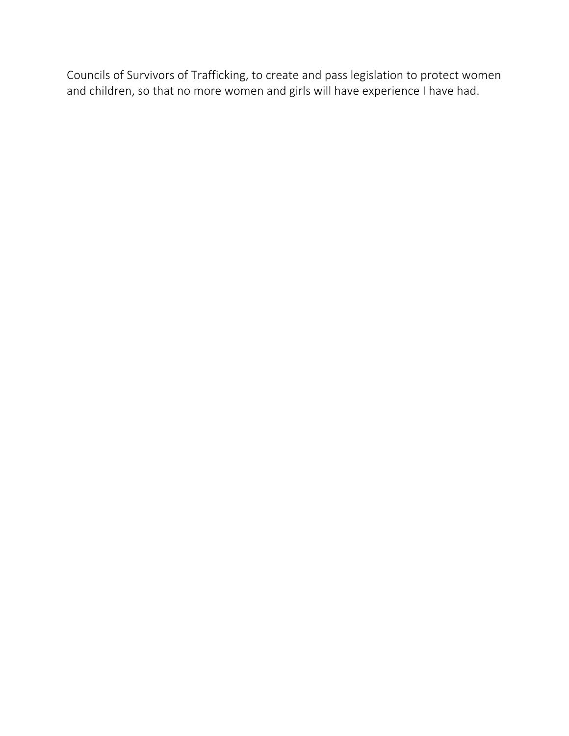Councils of Survivors of Trafficking, to create and pass legislation to protect women and children, so that no more women and girls will have experience I have had.